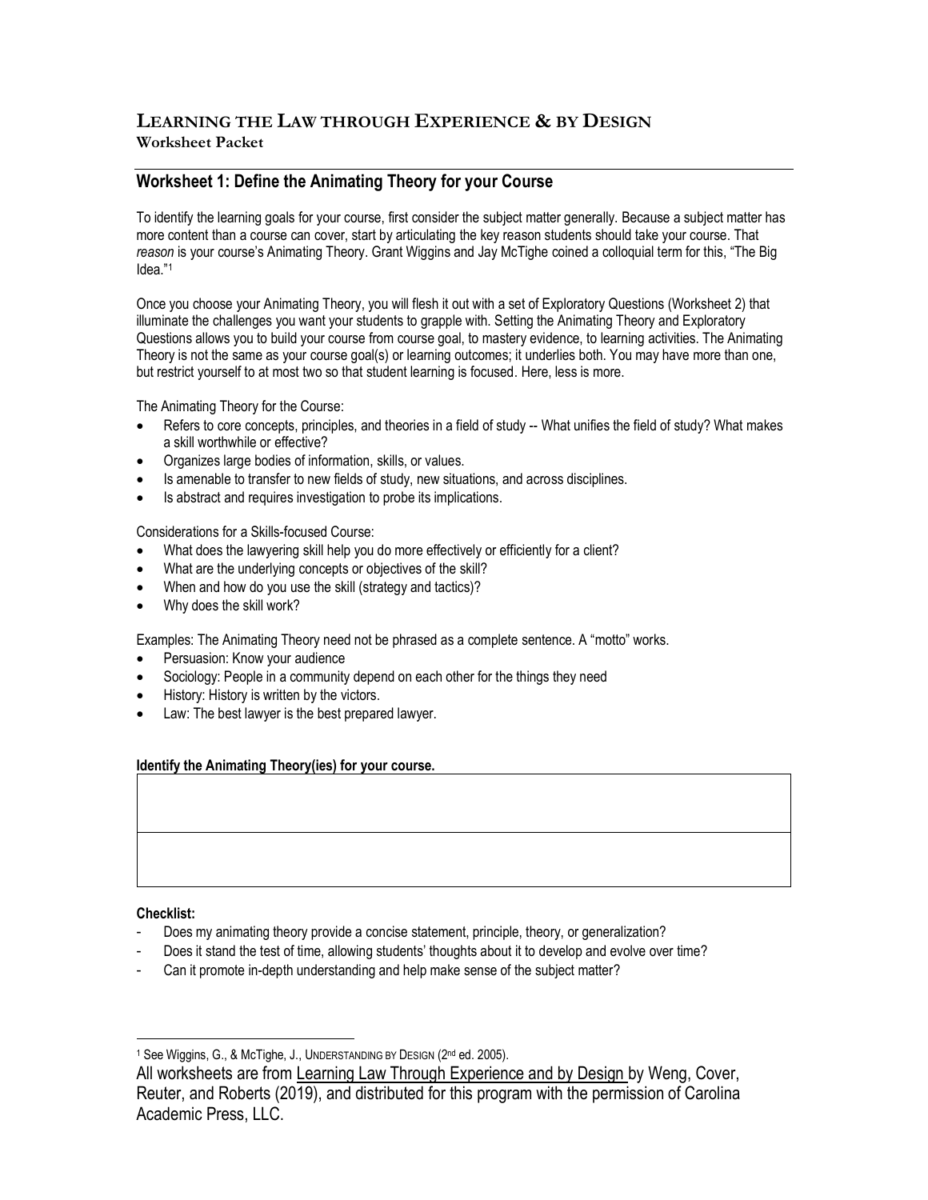# Learning the Law through Experience & by Design

**Worksheet Packet**

## Worksheet 1: Define the Animating Theory for your Course

To identify the learning goals for your course, first consider the subject matter generally. Because a subject matter has more content than a course can cover, start by articulating the key reason students should take your course. That *reason* is your course's Animating Theory. Grant Wiggins and Jay McTighe coined a colloquial term for this, "The Big Idea."[1]

Once you choose your Animating Theory, you will flesh it out with a set of Exploratory Questions (Worksheet 2) that illuminate the challenges you want your students to grapple with. Setting the Animating Theory and Exploratory Questions allows you to build your course from course goal, to mastery evidence, to learning activities. The Animating Theory is not the same as your course goal(s) or learning outcomes; it underlies both. You may have more than one, but restrict yourself to at most two so that student learning is focused. Here, less is more.

The Animating Theory for the Course:

- Refers to core concepts, principles, and theories in a field of study -- What unifies the field of study? What makes a skill worthwhile or effective?
- Organizes large bodies of information, skills, or values.
- Is amenable to transfer to new fields of study, new situations, and across disciplines.
- Is abstract and requires investigation to probe its implications.

Considerations for a Skills-focused Course:

- What does the lawyering skill help you do more effectively or efficiently for a client?
- What are the underlying concepts or objectives of the skill?
- When and how do you use the skill (strategy and tactics)?
- Why does the skill work?

Examples: The Animating Theory need not be phrased as a complete sentence. A "motto" works.

- Persuasion: Know your audience
- Sociology: People in a community depend on each other for the things they need
- History: History is written by the victors.
- Law: The best lawyer is the best prepared lawyer.

**Identify the Animating Theory(ies) for your course.**

| |
|---|
| |
| |

**Checklist:**

- Does my animating theory provide a concise statement, principle, theory, or generalization?
- Does it stand the test of time, allowing students' thoughts about it to develop and evolve over time?
- Can it promote in-depth understanding and help make sense of the subject matter?

---

[1] See Wiggins, G., & McTighe, J., Understanding by Design (2nd ed. 2005).

All worksheets are from Learning Law Through Experience and by Design by Weng, Cover, Reuter, and Roberts (2019), and distributed for this program with the permission of Carolina Academic Press, LLC.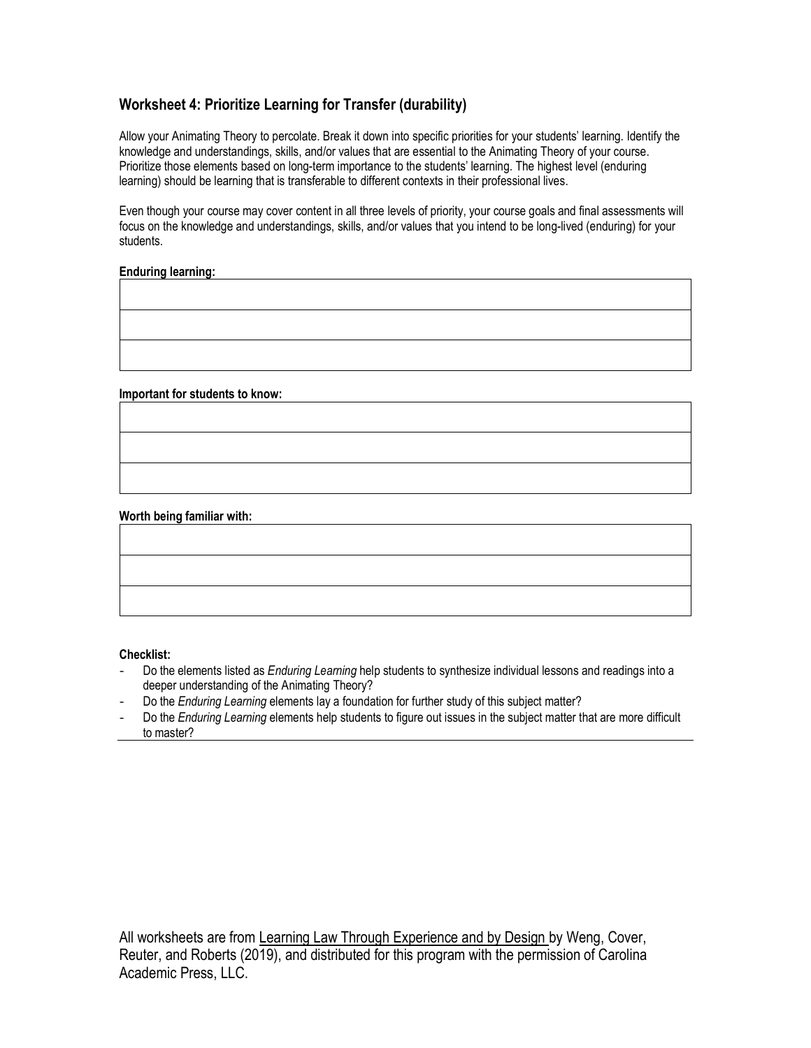## Worksheet 4: Prioritize Learning for Transfer (durability)

Allow your Animating Theory to percolate. Break it down into specific priorities for your students' learning. Identify the knowledge and understandings, skills, and/or values that are essential to the Animating Theory of your course. Prioritize those elements based on long-term importance to the students' learning. The highest level (enduring learning) should be learning that is transferable to different contexts in their professional lives.

Even though your course may cover content in all three levels of priority, your course goals and final assessments will focus on the knowledge and understandings, skills, and/or values that you intend to be long-lived (enduring) for your students.

**Enduring learning:**

| |
|---|
| |
| |
| |

**Important for students to know:**

| |
|---|
| |
| |
| |

**Worth being familiar with:**

| |
|---|
| |
| |
| |

**Checklist:**

- Do the elements listed as *Enduring Learning* help students to synthesize individual lessons and readings into a deeper understanding of the Animating Theory?
- Do the *Enduring Learning* elements lay a foundation for further study of this subject matter?
- Do the *Enduring Learning* elements help students to figure out issues in the subject matter that are more difficult to master?

All worksheets are from Learning Law Through Experience and by Design by Weng, Cover, Reuter, and Roberts (2019), and distributed for this program with the permission of Carolina Academic Press, LLC.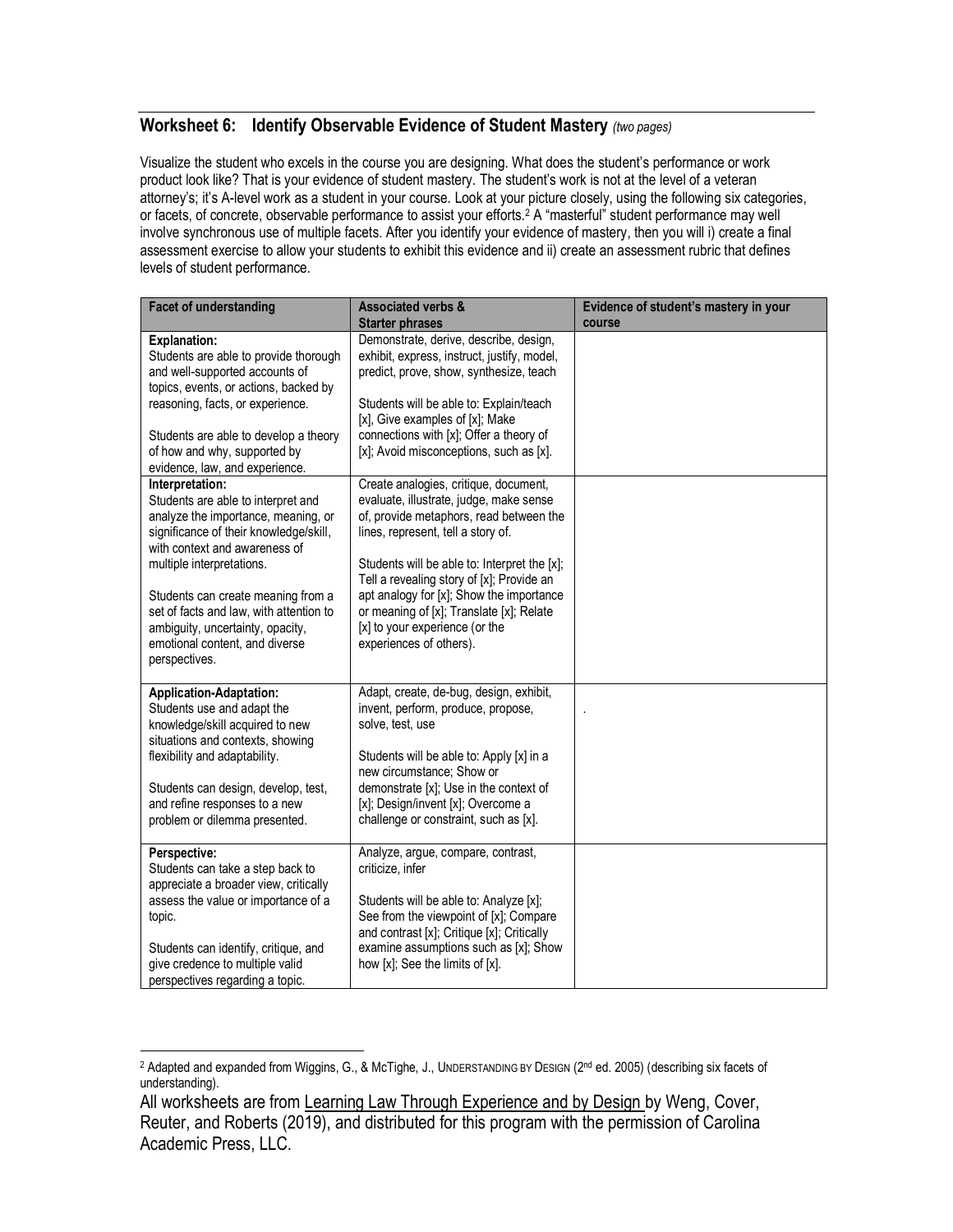## Worksheet 6: Identify Observable Evidence of Student Mastery *(two pages)*

Visualize the student who excels in the course you are designing. What does the student's performance or work product look like? That is your evidence of student mastery. The student's work is not at the level of a veteran attorney's; it's A-level work as a student in your course. Look at your picture closely, using the following six categories, or facets, of concrete, observable performance to assist your efforts.[2] A "masterful" student performance may well involve synchronous use of multiple facets. After you identify your evidence of mastery, then you will i) create a final assessment exercise to allow your students to exhibit this evidence and ii) create an assessment rubric that defines levels of student performance.

| Facet of understanding | Associated verbs & Starter phrases | Evidence of student's mastery in your course |
|---|---|---|
| **Explanation:**<br>Students are able to provide thorough and well-supported accounts of topics, events, or actions, backed by reasoning, facts, or experience.<br><br>Students are able to develop a theory of how and why, supported by evidence, law, and experience. | Demonstrate, derive, describe, design, exhibit, express, instruct, justify, model, predict, prove, show, synthesize, teach<br><br>Students will be able to: Explain/teach [x], Give examples of [x]; Make connections with [x]; Offer a theory of [x]; Avoid misconceptions, such as [x]. | |
| **Interpretation:**<br>Students are able to interpret and analyze the importance, meaning, or significance of their knowledge/skill, with context and awareness of multiple interpretations.<br><br>Students can create meaning from a set of facts and law, with attention to ambiguity, uncertainty, opacity, emotional content, and diverse perspectives. | Create analogies, critique, document, evaluate, illustrate, judge, make sense of, provide metaphors, read between the lines, represent, tell a story of.<br><br>Students will be able to: Interpret the [x]; Tell a revealing story of [x]; Provide an apt analogy for [x]; Show the importance or meaning of [x]; Translate [x]; Relate [x] to your experience (or the experiences of others). | |
| **Application-Adaptation:**<br>Students use and adapt the knowledge/skill acquired to new situations and contexts, showing flexibility and adaptability.<br><br>Students can design, develop, test, and refine responses to a new problem or dilemma presented. | Adapt, create, de-bug, design, exhibit, invent, perform, produce, propose, solve, test, use<br><br>Students will be able to: Apply [x] in a new circumstance; Show or demonstrate [x]; Use in the context of [x]; Design/invent [x]; Overcome a challenge or constraint, such as [x]. | . |
| **Perspective:**<br>Students can take a step back to appreciate a broader view, critically assess the value or importance of a topic.<br><br>Students can identify, critique, and give credence to multiple valid perspectives regarding a topic. | Analyze, argue, compare, contrast, criticize, infer<br><br>Students will be able to: Analyze [x]; See from the viewpoint of [x]; Compare and contrast [x]; Critique [x]; Critically examine assumptions such as [x]; Show how [x]; See the limits of [x]. | |

[2] Adapted and expanded from Wiggins, G., & McTighe, J., UNDERSTANDING BY DESIGN (2nd ed. 2005) (describing six facets of understanding).

All worksheets are from Learning Law Through Experience and by Design by Weng, Cover, Reuter, and Roberts (2019), and distributed for this program with the permission of Carolina Academic Press, LLC.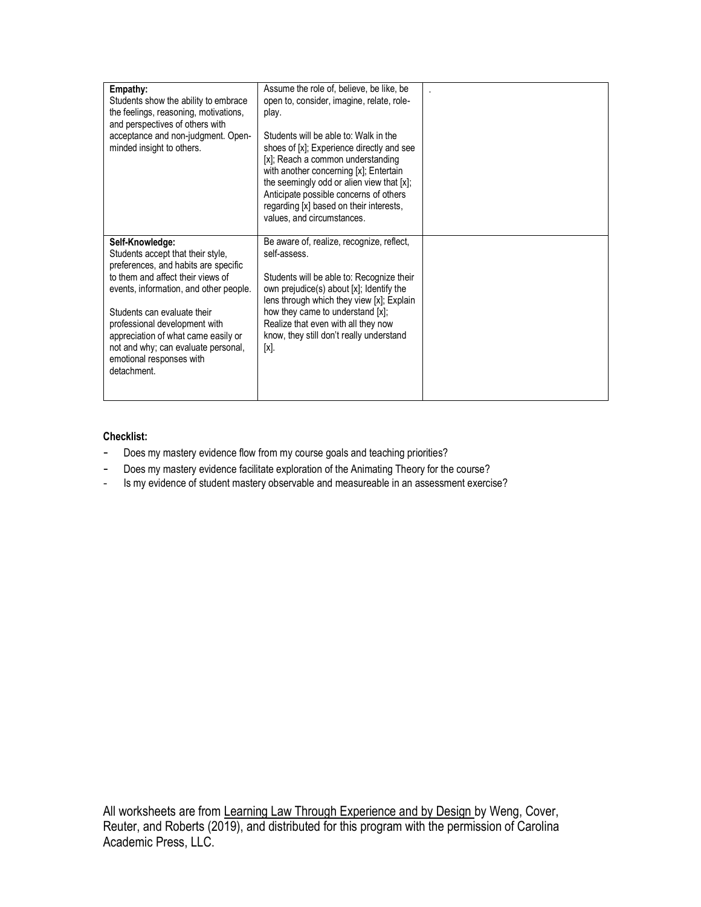| | | |
|---|---|---|
| **Empathy:**<br>Students show the ability to embrace the feelings, reasoning, motivations, and perspectives of others with acceptance and non-judgment. Open-minded insight to others. | Assume the role of, believe, be like, be open to, consider, imagine, relate, role-play.<br><br>Students will be able to: Walk in the shoes of [x]; Experience directly and see [x]; Reach a common understanding with another concerning [x]; Entertain the seemingly odd or alien view that [x]; Anticipate possible concerns of others regarding [x] based on their interests, values, and circumstances. | . |
| **Self-Knowledge:**<br>Students accept that their style, preferences, and habits are specific to them and affect their views of events, information, and other people.<br><br>Students can evaluate their professional development with appreciation of what came easily or not and why; can evaluate personal, emotional responses with detachment. | Be aware of, realize, recognize, reflect, self-assess.<br><br>Students will be able to: Recognize their own prejudice(s) about [x]; Identify the lens through which they view [x]; Explain how they came to understand [x]; Realize that even with all they now know, they still don't really understand [x]. | |

**Checklist:**

- Does my mastery evidence flow from my course goals and teaching priorities?
- Does my mastery evidence facilitate exploration of the Animating Theory for the course?
- Is my evidence of student mastery observable and measureable in an assessment exercise?

All worksheets are from Learning Law Through Experience and by Design by Weng, Cover, Reuter, and Roberts (2019), and distributed for this program with the permission of Carolina Academic Press, LLC.